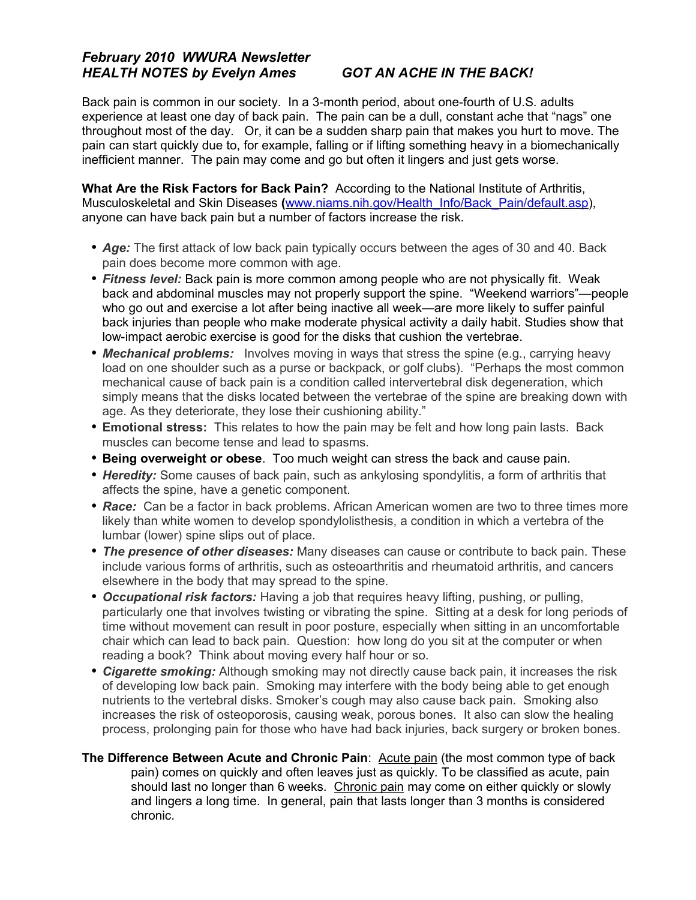***February 2010 WWURA Newsletter***
***HEALTH NOTES by Evelyn Ames*** ***GOT AN ACHE IN THE BACK!***

Back pain is common in our society. In a 3-month period, about one-fourth of U.S. adults experience at least one day of back pain. The pain can be a dull, constant ache that "nags" one throughout most of the day. Or, it can be a sudden sharp pain that makes you hurt to move. The pain can start quickly due to, for example, falling or if lifting something heavy in a biomechanically inefficient manner. The pain may come and go but often it lingers and just gets worse.

**What Are the Risk Factors for Back Pain?** According to the National Institute of Arthritis, Musculoskeletal and Skin Diseases **(**www.niams.nih.gov/Health_Info/Back_Pain/default.asp), anyone can have back pain but a number of factors increase the risk.

- ***Age:*** The first attack of low back pain typically occurs between the ages of 30 and 40. Back pain does become more common with age.
- ***Fitness level:*** Back pain is more common among people who are not physically fit. Weak back and abdominal muscles may not properly support the spine. "Weekend warriors"—people who go out and exercise a lot after being inactive all week—are more likely to suffer painful back injuries than people who make moderate physical activity a daily habit. Studies show that low-impact aerobic exercise is good for the disks that cushion the vertebrae.
- ***Mechanical problems:*** Involves moving in ways that stress the spine (e.g., carrying heavy load on one shoulder such as a purse or backpack, or golf clubs). "Perhaps the most common mechanical cause of back pain is a condition called intervertebral disk degeneration, which simply means that the disks located between the vertebrae of the spine are breaking down with age. As they deteriorate, they lose their cushioning ability."
- **Emotional stress:** This relates to how the pain may be felt and how long pain lasts. Back muscles can become tense and lead to spasms.
- **Being overweight or obese**. Too much weight can stress the back and cause pain.
- ***Heredity:*** Some causes of back pain, such as ankylosing spondylitis, a form of arthritis that affects the spine, have a genetic component.
- ***Race:*** Can be a factor in back problems. African American women are two to three times more likely than white women to develop spondylolisthesis, a condition in which a vertebra of the lumbar (lower) spine slips out of place.
- ***The presence of other diseases:*** Many diseases can cause or contribute to back pain. These include various forms of arthritis, such as osteoarthritis and rheumatoid arthritis, and cancers elsewhere in the body that may spread to the spine.
- ***Occupational risk factors:*** Having a job that requires heavy lifting, pushing, or pulling, particularly one that involves twisting or vibrating the spine. Sitting at a desk for long periods of time without movement can result in poor posture, especially when sitting in an uncomfortable chair which can lead to back pain. Question: how long do you sit at the computer or when reading a book? Think about moving every half hour or so.
- ***Cigarette smoking:*** Although smoking may not directly cause back pain, it increases the risk of developing low back pain. Smoking may interfere with the body being able to get enough nutrients to the vertebral disks. Smoker's cough may also cause back pain. Smoking also increases the risk of osteoporosis, causing weak, porous bones. It also can slow the healing process, prolonging pain for those who have had back injuries, back surgery or broken bones.

**The Difference Between Acute and Chronic Pain**: Acute pain (the most common type of back pain) comes on quickly and often leaves just as quickly. To be classified as acute, pain should last no longer than 6 weeks. Chronic pain may come on either quickly or slowly and lingers a long time. In general, pain that lasts longer than 3 months is considered chronic.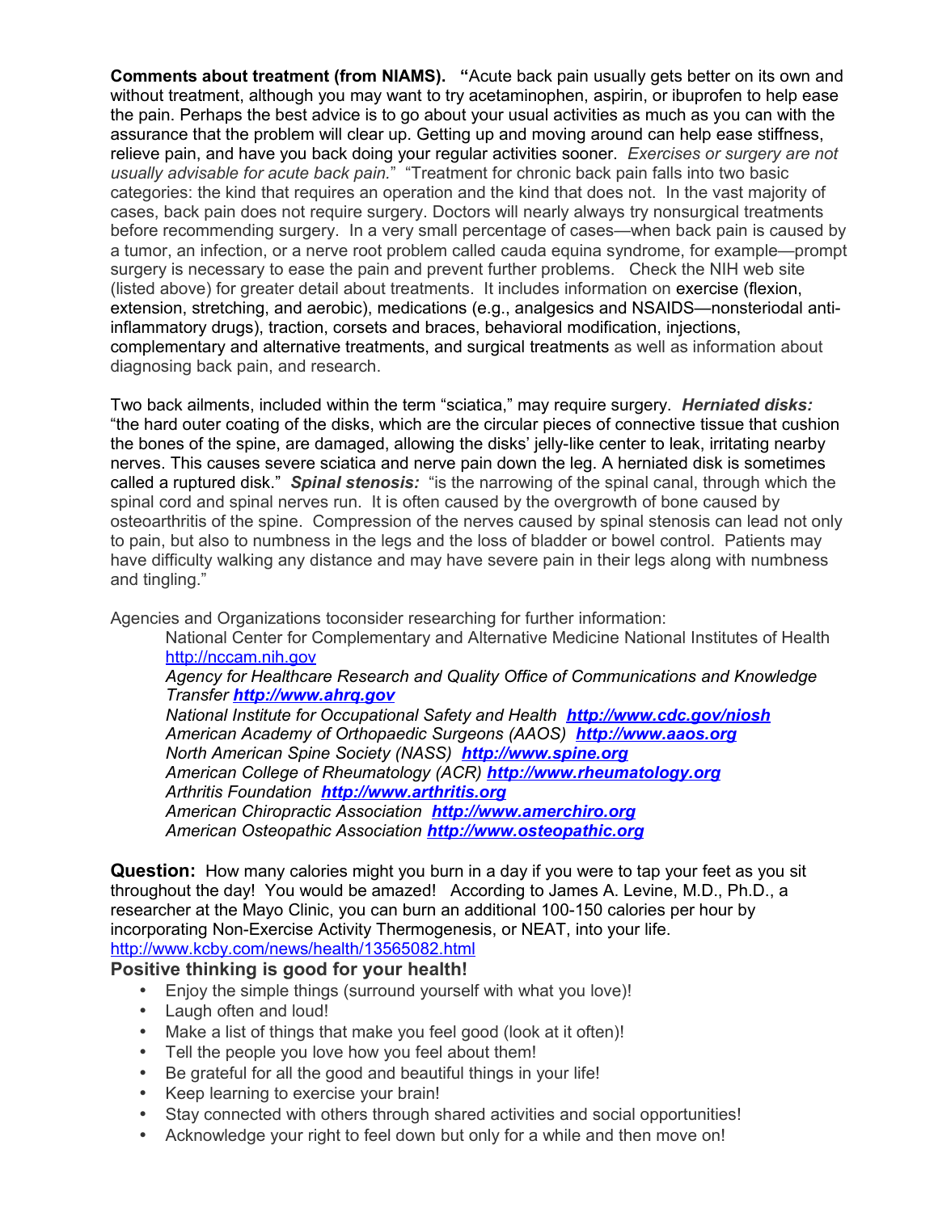**Comments about treatment (from NIAMS).** "Acute back pain usually gets better on its own and without treatment, although you may want to try acetaminophen, aspirin, or ibuprofen to help ease the pain. Perhaps the best advice is to go about your usual activities as much as you can with the assurance that the problem will clear up. Getting up and moving around can help ease stiffness, relieve pain, and have you back doing your regular activities sooner. *Exercises or surgery are not usually advisable for acute back pain.*" "Treatment for chronic back pain falls into two basic categories: the kind that requires an operation and the kind that does not. In the vast majority of cases, back pain does not require surgery. Doctors will nearly always try nonsurgical treatments before recommending surgery. In a very small percentage of cases—when back pain is caused by a tumor, an infection, or a nerve root problem called cauda equina syndrome, for example—prompt surgery is necessary to ease the pain and prevent further problems. Check the NIH web site (listed above) for greater detail about treatments. It includes information on exercise (flexion, extension, stretching, and aerobic), medications (e.g., analgesics and NSAIDS—nonsteriodal anti-inflammatory drugs), traction, corsets and braces, behavioral modification, injections, complementary and alternative treatments, and surgical treatments as well as information about diagnosing back pain, and research.

Two back ailments, included within the term "sciatica," may require surgery. ***Herniated disks:*** "the hard outer coating of the disks, which are the circular pieces of connective tissue that cushion the bones of the spine, are damaged, allowing the disks' jelly-like center to leak, irritating nearby nerves. This causes severe sciatica and nerve pain down the leg. A herniated disk is sometimes called a ruptured disk." ***Spinal stenosis:*** "is the narrowing of the spinal canal, through which the spinal cord and spinal nerves run. It is often caused by the overgrowth of bone caused by osteoarthritis of the spine. Compression of the nerves caused by spinal stenosis can lead not only to pain, but also to numbness in the legs and the loss of bladder or bowel control. Patients may have difficulty walking any distance and may have severe pain in their legs along with numbness and tingling."

Agencies and Organizations toconsider researching for further information:

National Center for Complementary and Alternative Medicine National Institutes of Health http://nccam.nih.gov
*Agency for Healthcare Research and Quality Office of Communications and Knowledge Transfer* ***http://www.ahrq.gov***
*National Institute for Occupational Safety and Health* ***http://www.cdc.gov/niosh***
*American Academy of Orthopaedic Surgeons (AAOS)* ***http://www.aaos.org***
*North American Spine Society (NASS)* ***http://www.spine.org***
*American College of Rheumatology (ACR)* ***http://www.rheumatology.org***
*Arthritis Foundation* ***http://www.arthritis.org***
*American Chiropractic Association* ***http://www.amerchiro.org***
*American Osteopathic Association* ***http://www.osteopathic.org***

**Question:** How many calories might you burn in a day if you were to tap your feet as you sit throughout the day! You would be amazed! According to James A. Levine, M.D., Ph.D., a researcher at the Mayo Clinic, you can burn an additional 100-150 calories per hour by incorporating Non-Exercise Activity Thermogenesis, or NEAT, into your life.
http://www.kcby.com/news/health/13565082.html

**Positive thinking is good for your health!**

- Enjoy the simple things (surround yourself with what you love)!
- Laugh often and loud!
- Make a list of things that make you feel good (look at it often)!
- Tell the people you love how you feel about them!
- Be grateful for all the good and beautiful things in your life!
- Keep learning to exercise your brain!
- Stay connected with others through shared activities and social opportunities!
- Acknowledge your right to feel down but only for a while and then move on!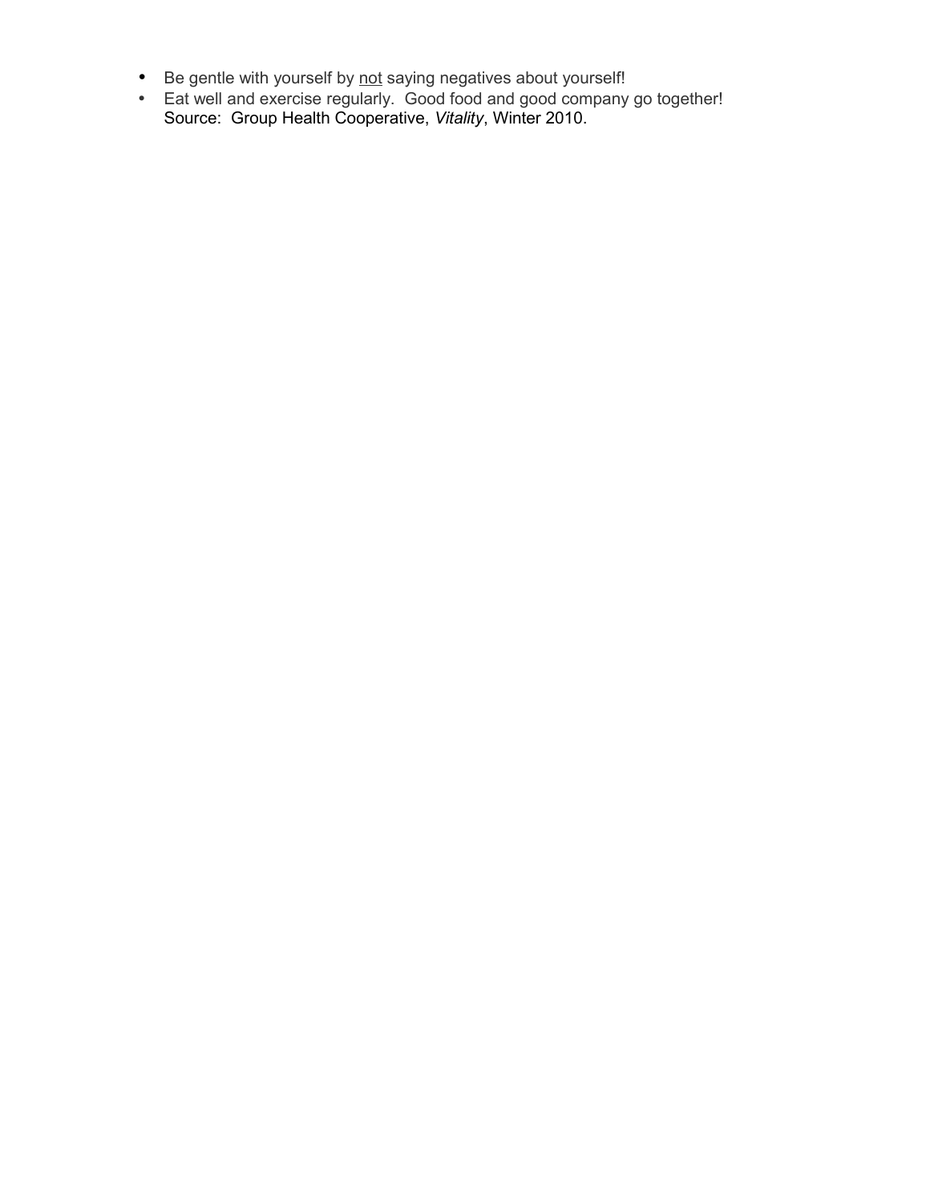- Be gentle with yourself by <u>not</u> saying negatives about yourself!
- Eat well and exercise regularly. Good food and good company go together!
  Source: Group Health Cooperative, *Vitality*, Winter 2010.